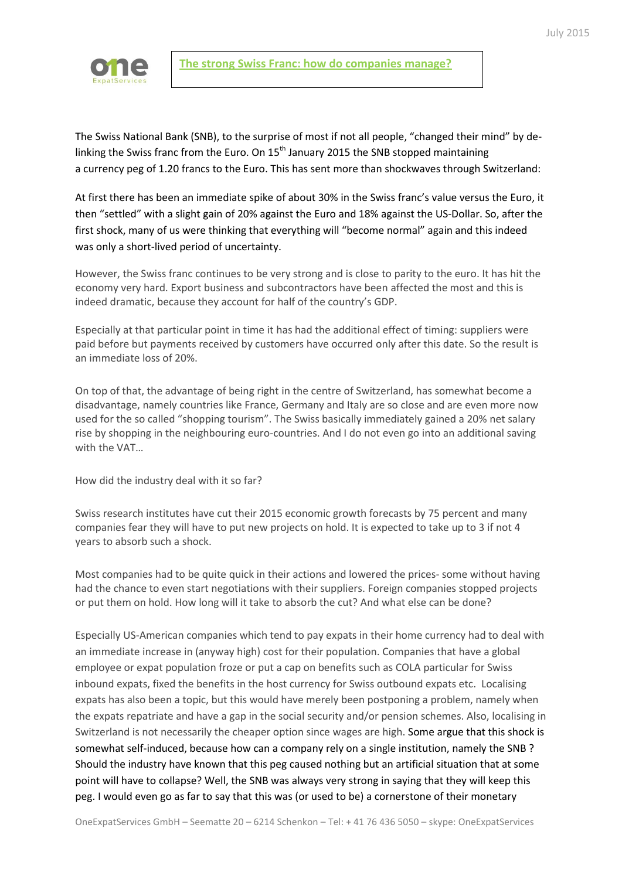# The strong Swiss Franc: how do companies manage?

The Swiss National Bank (SNB), to the surprise of most if not all people, "changed their mind" by de-linking the Swiss franc from the Euro. On 15th January 2015 the SNB stopped maintaining a currency peg of 1.20 francs to the Euro. This has sent more than shockwaves through Switzerland:

At first there has been an immediate spike of about 30% in the Swiss franc's value versus the Euro, it then "settled" with a slight gain of 20% against the Euro and 18% against the US-Dollar. So, after the first shock, many of us were thinking that everything will "become normal" again and this indeed was only a short-lived period of uncertainty.

However, the Swiss franc continues to be very strong and is close to parity to the euro. It has hit the economy very hard. Export business and subcontractors have been affected the most and this is indeed dramatic, because they account for half of the country's GDP.

Especially at that particular point in time it has had the additional effect of timing: suppliers were paid before but payments received by customers have occurred only after this date. So the result is an immediate loss of 20%.

On top of that, the advantage of being right in the centre of Switzerland, has somewhat become a disadvantage, namely countries like France, Germany and Italy are so close and are even more now used for the so called "shopping tourism". The Swiss basically immediately gained a 20% net salary rise by shopping in the neighbouring euro-countries. And I do not even go into an additional saving with the VAT…

How did the industry deal with it so far?

Swiss research institutes have cut their 2015 economic growth forecasts by 75 percent and many companies fear they will have to put new projects on hold. It is expected to take up to 3 if not 4 years to absorb such a shock.

Most companies had to be quite quick in their actions and lowered the prices- some without having had the chance to even start negotiations with their suppliers. Foreign companies stopped projects or put them on hold. How long will it take to absorb the cut? And what else can be done?

Especially US-American companies which tend to pay expats in their home currency had to deal with an immediate increase in (anyway high) cost for their population. Companies that have a global employee or expat population froze or put a cap on benefits such as COLA particular for Swiss inbound expats, fixed the benefits in the host currency for Swiss outbound expats etc. Localising expats has also been a topic, but this would have merely been postponing a problem, namely when the expats repatriate and have a gap in the social security and/or pension schemes. Also, localising in Switzerland is not necessarily the cheaper option since wages are high. Some argue that this shock is somewhat self-induced, because how can a company rely on a single institution, namely the SNB ? Should the industry have known that this peg caused nothing but an artificial situation that at some point will have to collapse? Well, the SNB was always very strong in saying that they will keep this peg. I would even go as far to say that this was (or used to be) a cornerstone of their monetary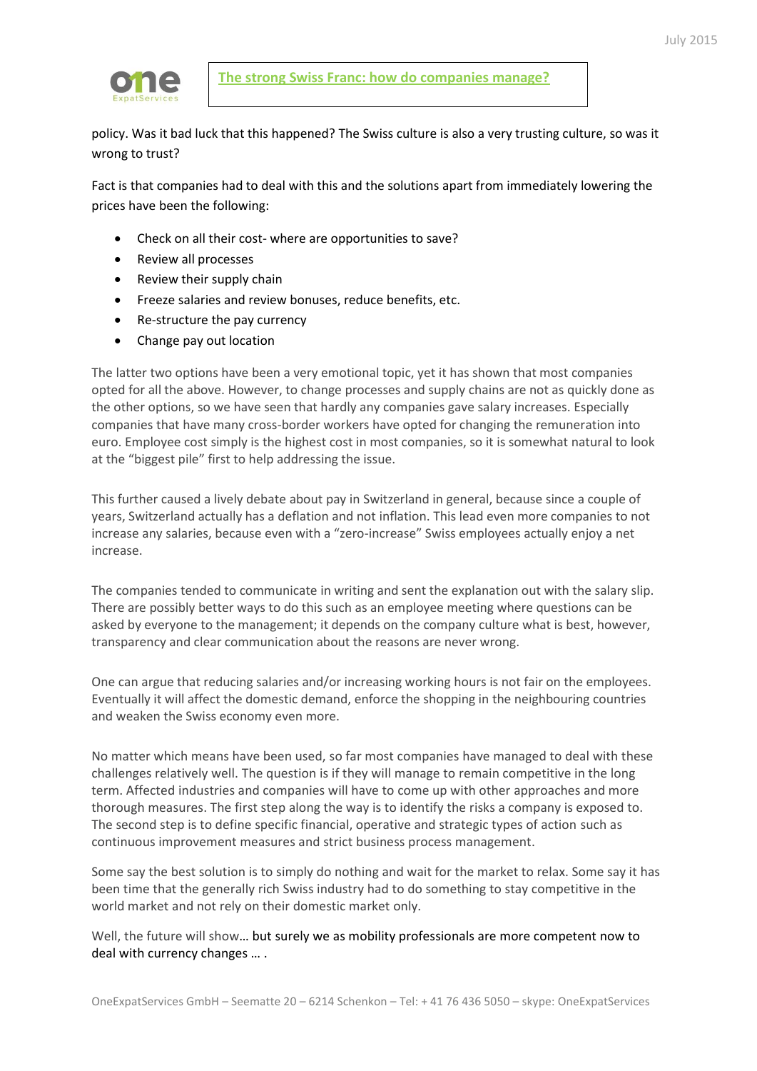policy. Was it bad luck that this happened? The Swiss culture is also a very trusting culture, so was it wrong to trust?

Fact is that companies had to deal with this and the solutions apart from immediately lowering the prices have been the following:

- Check on all their cost- where are opportunities to save?
- Review all processes
- Review their supply chain
- Freeze salaries and review bonuses, reduce benefits, etc.
- Re-structure the pay currency
- Change pay out location

The latter two options have been a very emotional topic, yet it has shown that most companies opted for all the above. However, to change processes and supply chains are not as quickly done as the other options, so we have seen that hardly any companies gave salary increases. Especially companies that have many cross-border workers have opted for changing the remuneration into euro. Employee cost simply is the highest cost in most companies, so it is somewhat natural to look at the "biggest pile" first to help addressing the issue.

This further caused a lively debate about pay in Switzerland in general, because since a couple of years, Switzerland actually has a deflation and not inflation. This lead even more companies to not increase any salaries, because even with a "zero-increase" Swiss employees actually enjoy a net increase.

The companies tended to communicate in writing and sent the explanation out with the salary slip. There are possibly better ways to do this such as an employee meeting where questions can be asked by everyone to the management; it depends on the company culture what is best, however, transparency and clear communication about the reasons are never wrong.

One can argue that reducing salaries and/or increasing working hours is not fair on the employees. Eventually it will affect the domestic demand, enforce the shopping in the neighbouring countries and weaken the Swiss economy even more.

No matter which means have been used, so far most companies have managed to deal with these challenges relatively well. The question is if they will manage to remain competitive in the long term. Affected industries and companies will have to come up with other approaches and more thorough measures. The first step along the way is to identify the risks a company is exposed to. The second step is to define specific financial, operative and strategic types of action such as continuous improvement measures and strict business process management.

Some say the best solution is to simply do nothing and wait for the market to relax. Some say it has been time that the generally rich Swiss industry had to do something to stay competitive in the world market and not rely on their domestic market only.

Well, the future will show… but surely we as mobility professionals are more competent now to deal with currency changes … .